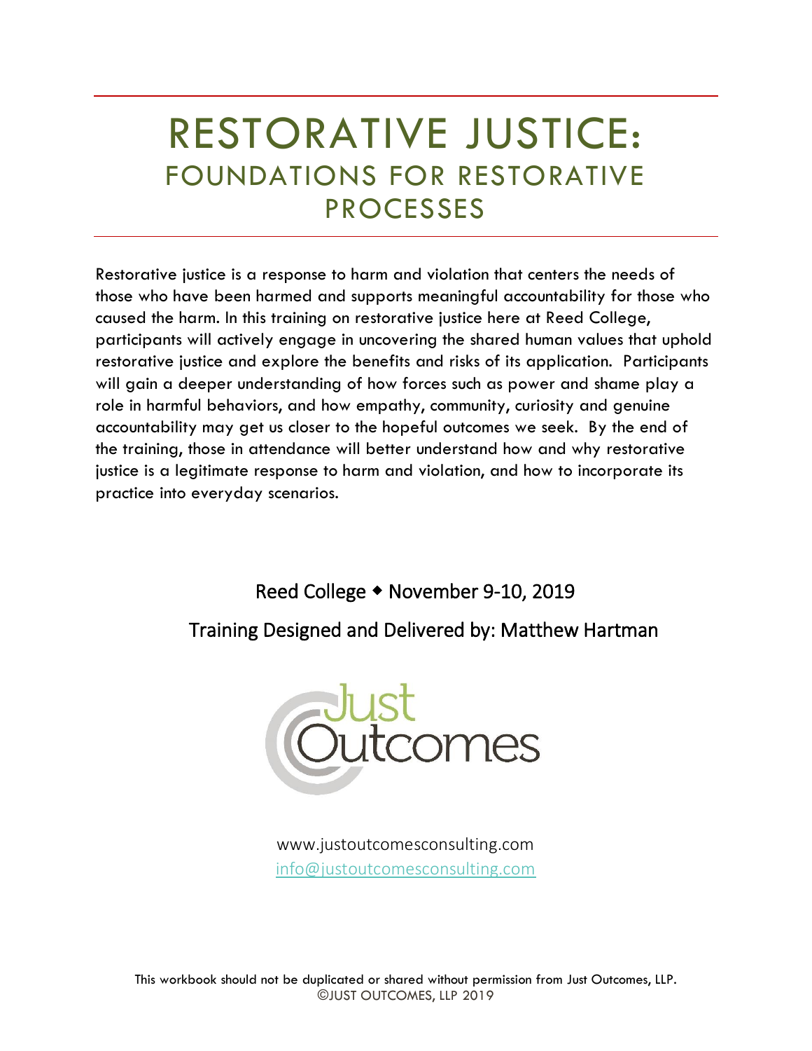# RESTORATIVE JUSTICE:

## FOUNDATIONS FOR RESTORATIVE PROCESSES

Restorative justice is a response to harm and violation that centers the needs of those who have been harmed and supports meaningful accountability for those who caused the harm. In this training on restorative justice here at Reed College, participants will actively engage in uncovering the shared human values that uphold restorative justice and explore the benefits and risks of its application. Participants will gain a deeper understanding of how forces such as power and shame play a role in harmful behaviors, and how empathy, community, curiosity and genuine accountability may get us closer to the hopeful outcomes we seek. By the end of the training, those in attendance will better understand how and why restorative justice is a legitimate response to harm and violation, and how to incorporate its practice into everyday scenarios.

Reed College ◆ November 9-10, 2019

Training Designed and Delivered by: Matthew Hartman

Just Outcomes

www.justoutcomesconsulting.com

info@justoutcomesconsulting.com

This workbook should not be duplicated or shared without permission from Just Outcomes, LLP.

©JUST OUTCOMES, LLP 2019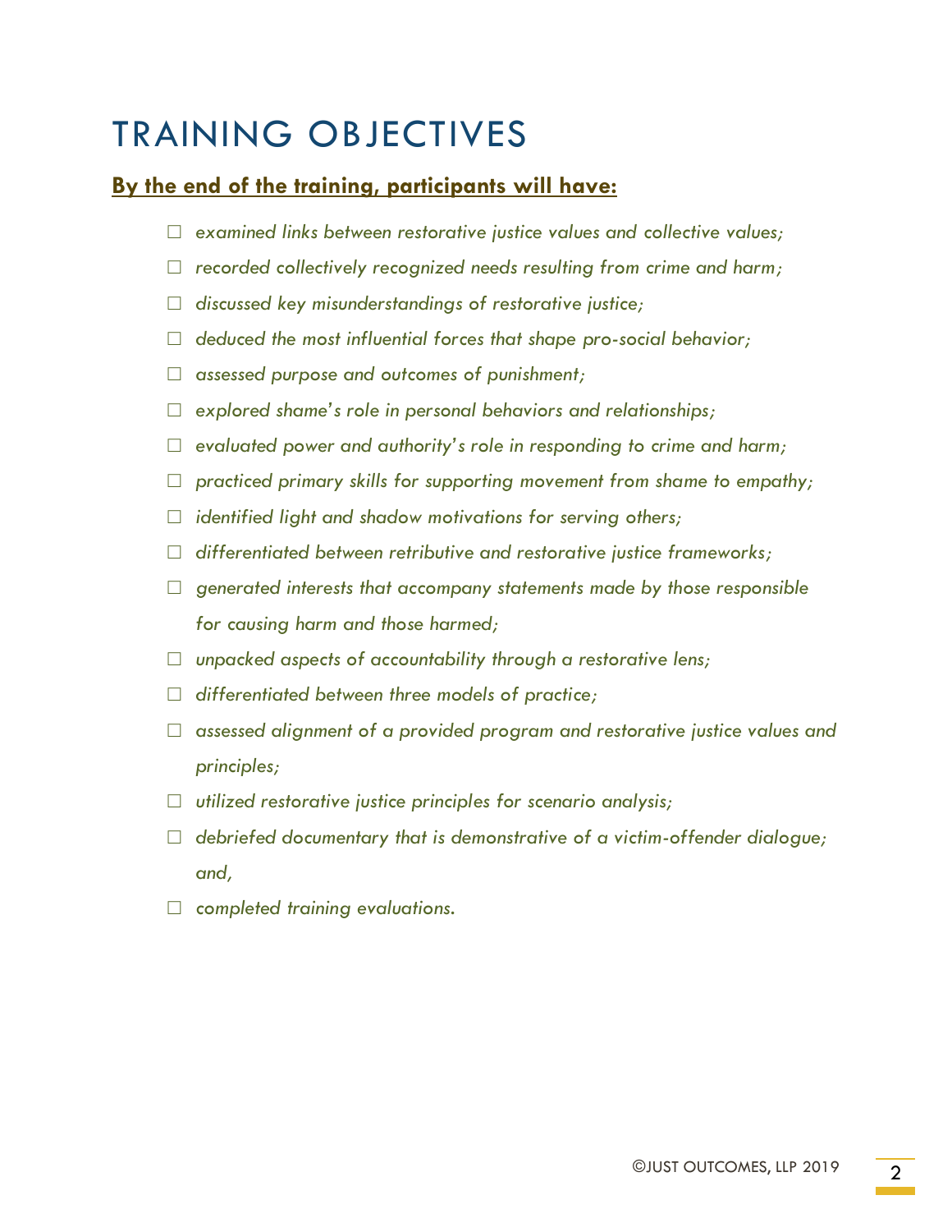# TRAINING OBJECTIVES

**By the end of the training, participants will have:**

- ☐ *examined links between restorative justice values and collective values;*
- ☐ *recorded collectively recognized needs resulting from crime and harm;*
- ☐ *discussed key misunderstandings of restorative justice;*
- ☐ *deduced the most influential forces that shape pro-social behavior;*
- ☐ *assessed purpose and outcomes of punishment;*
- ☐ *explored shame's role in personal behaviors and relationships;*
- ☐ *evaluated power and authority's role in responding to crime and harm;*
- ☐ *practiced primary skills for supporting movement from shame to empathy;*
- ☐ *identified light and shadow motivations for serving others;*
- ☐ *differentiated between retributive and restorative justice frameworks;*
- ☐ *generated interests that accompany statements made by those responsible for causing harm and those harmed;*
- ☐ *unpacked aspects of accountability through a restorative lens;*
- ☐ *differentiated between three models of practice;*
- ☐ *assessed alignment of a provided program and restorative justice values and principles;*
- ☐ *utilized restorative justice principles for scenario analysis;*
- ☐ *debriefed documentary that is demonstrative of a victim-offender dialogue; and,*
- ☐ *completed training evaluations.*

©JUST OUTCOMES, LLP 2019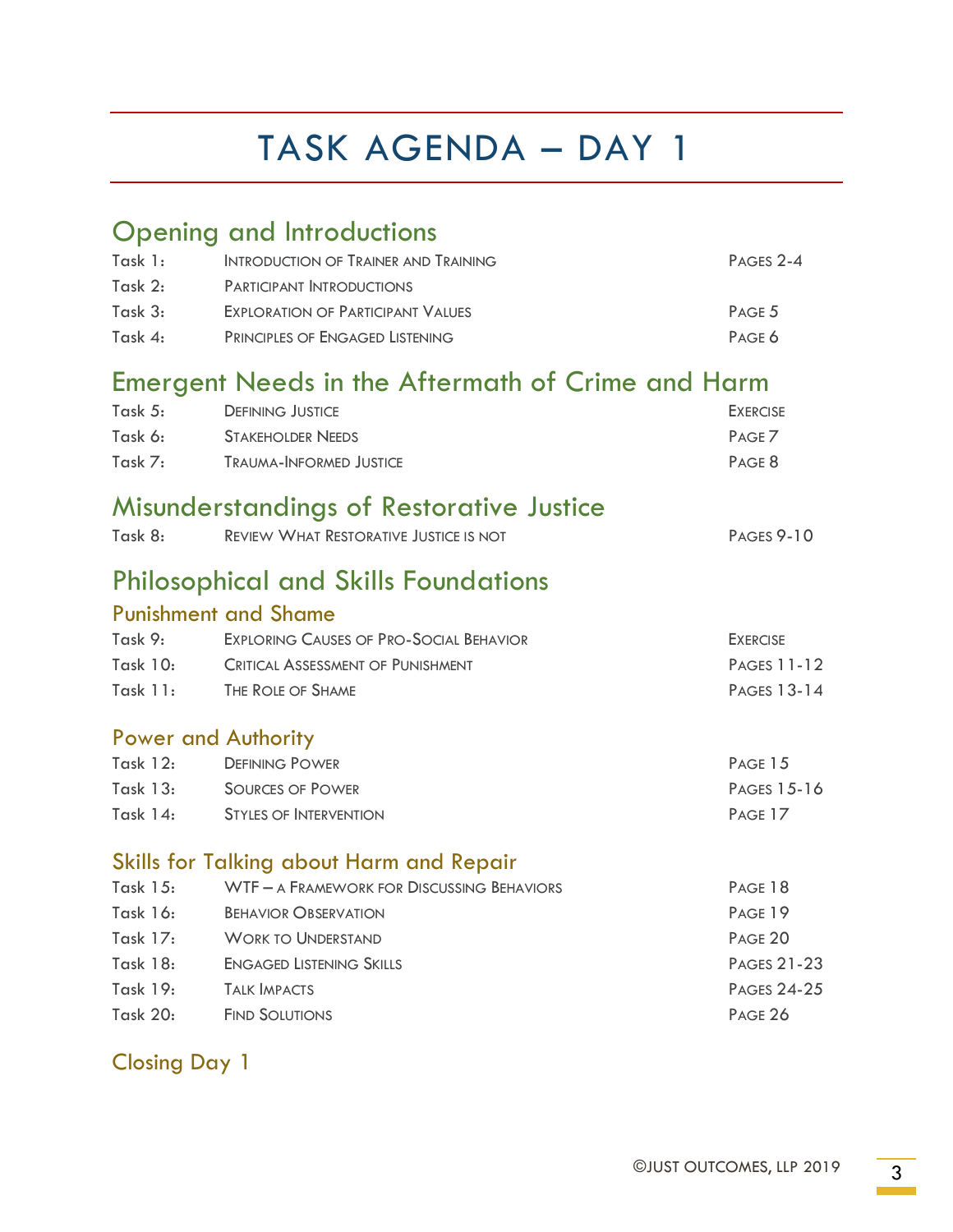# TASK AGENDA – DAY 1

## Opening and Introductions

| | | |
|---|---|---|
| Task 1: | Introduction of Trainer and Training | Pages 2-4 |
| Task 2: | Participant Introductions | |
| Task 3: | Exploration of Participant Values | Page 5 |
| Task 4: | Principles of Engaged Listening | Page 6 |

## Emergent Needs in the Aftermath of Crime and Harm

| | | |
|---|---|---|
| Task 5: | Defining Justice | Exercise |
| Task 6: | Stakeholder Needs | Page 7 |
| Task 7: | Trauma-Informed Justice | Page 8 |

## Misunderstandings of Restorative Justice

| | | |
|---|---|---|
| Task 8: | Review What Restorative Justice is not | Pages 9-10 |

## Philosophical and Skills Foundations

### Punishment and Shame

| | | |
|---|---|---|
| Task 9: | Exploring Causes of Pro-Social Behavior | Exercise |
| Task 10: | Critical Assessment of Punishment | Pages 11-12 |
| Task 11: | The Role of Shame | Pages 13-14 |

### Power and Authority

| | | |
|---|---|---|
| Task 12: | Defining Power | Page 15 |
| Task 13: | Sources of Power | Pages 15-16 |
| Task 14: | Styles of Intervention | Page 17 |

### Skills for Talking about Harm and Repair

| | | |
|---|---|---|
| Task 15: | WTF – a Framework for Discussing Behaviors | Page 18 |
| Task 16: | Behavior Observation | Page 19 |
| Task 17: | Work to Understand | Page 20 |
| Task 18: | Engaged Listening Skills | Pages 21-23 |
| Task 19: | Talk Impacts | Pages 24-25 |
| Task 20: | Find Solutions | Page 26 |

### Closing Day 1

©JUST OUTCOMES, LLP 2019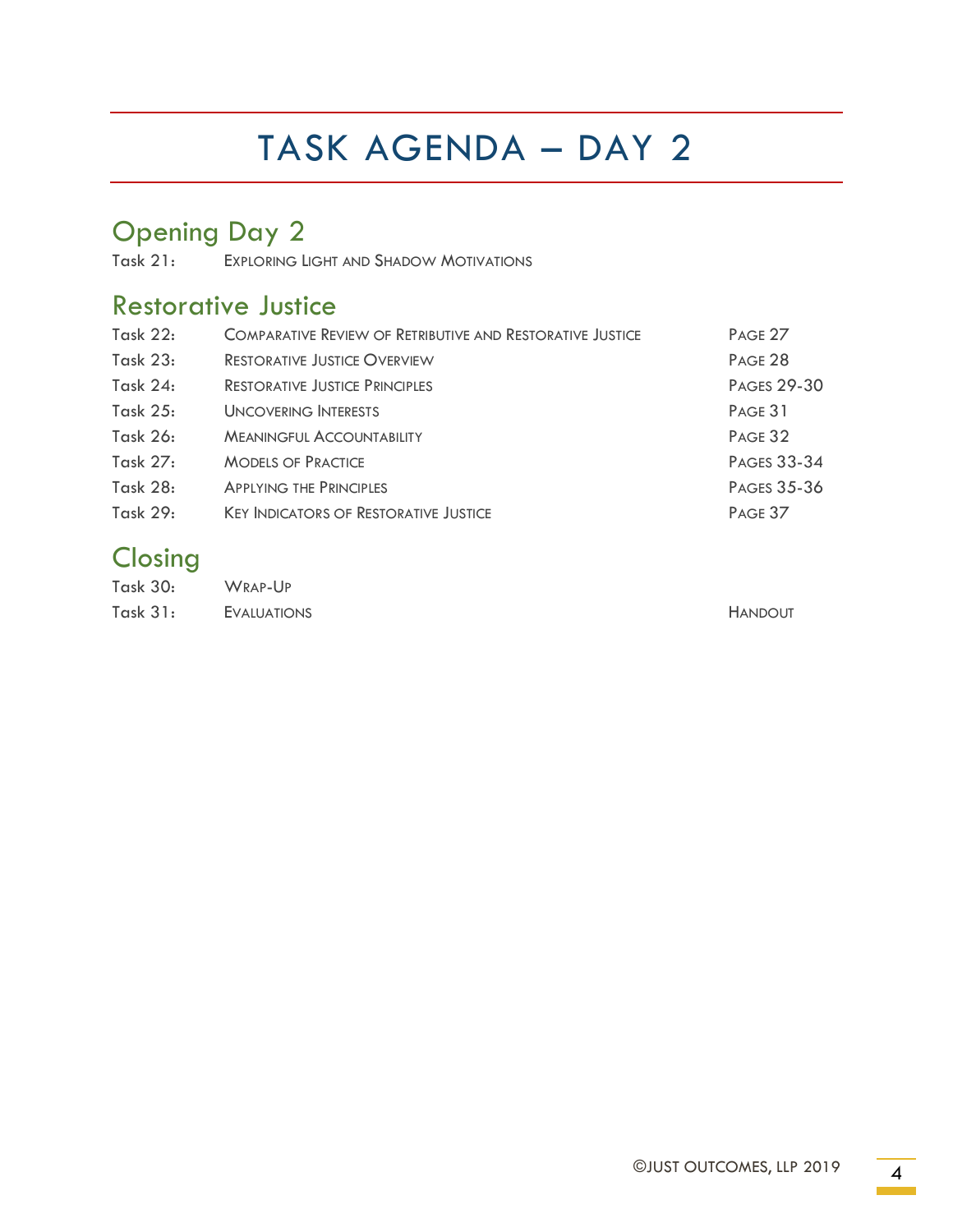# TASK AGENDA – DAY 2

## Opening Day 2

| | | |
|---|---|---|
| Task 21: | Exploring Light and Shadow Motivations | |

## Restorative Justice

| | | |
|---|---|---|
| Task 22: | Comparative Review of Retributive and Restorative Justice | Page 27 |
| Task 23: | Restorative Justice Overview | Page 28 |
| Task 24: | Restorative Justice Principles | Pages 29-30 |
| Task 25: | Uncovering Interests | Page 31 |
| Task 26: | Meaningful Accountability | Page 32 |
| Task 27: | Models of Practice | Pages 33-34 |
| Task 28: | Applying the Principles | Pages 35-36 |
| Task 29: | Key Indicators of Restorative Justice | Page 37 |

## Closing

| | | |
|---|---|---|
| Task 30: | Wrap-Up | |
| Task 31: | Evaluations | Handout |

©JUST OUTCOMES, LLP 2019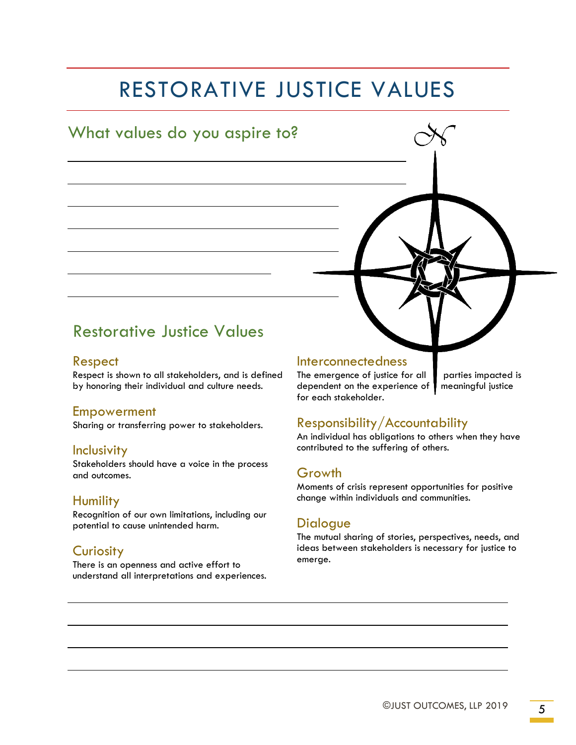# RESTORATIVE JUSTICE VALUES

## What values do you aspire to?

## Restorative Justice Values

### Respect
Respect is shown to all stakeholders, and is defined by honoring their individual and culture needs.

### Empowerment
Sharing or transferring power to stakeholders.

### Inclusivity
Stakeholders should have a voice in the process and outcomes.

### Humility
Recognition of our own limitations, including our potential to cause unintended harm.

### Curiosity
There is an openness and active effort to understand all interpretations and experiences.

### Interconnectedness
The emergence of justice for all parties impacted is dependent on the experience of meaningful justice for each stakeholder.

### Responsibility/Accountability
An individual has obligations to others when they have contributed to the suffering of others.

### Growth
Moments of crisis represent opportunities for positive change within individuals and communities.

### Dialogue
The mutual sharing of stories, perspectives, needs, and ideas between stakeholders is necessary for justice to emerge.

©JUST OUTCOMES, LLP 2019